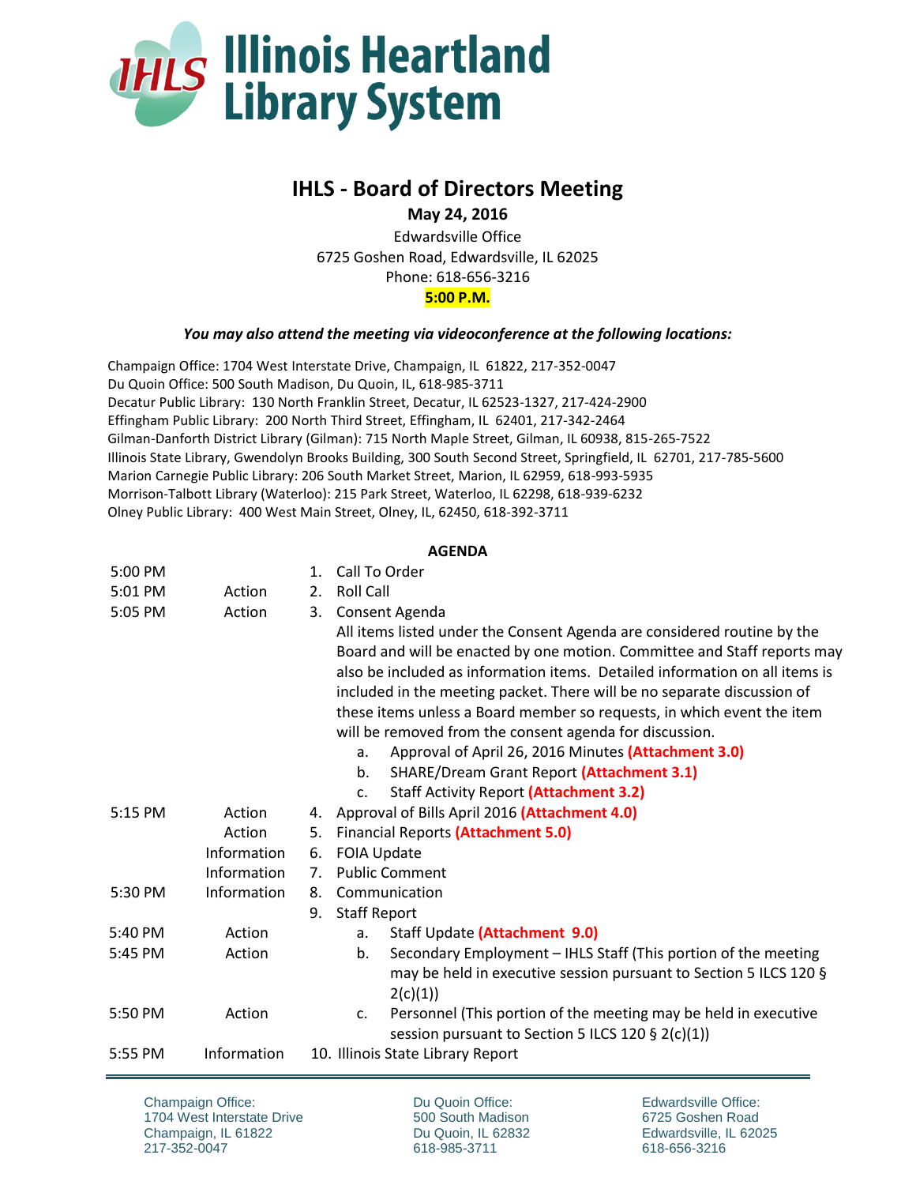# Illinois Heartland Library System

## IHLS - Board of Directors Meeting

**May 24, 2016**

Edwardsville Office
6725 Goshen Road, Edwardsville, IL 62025
Phone: 618-656-3216
**5:00 P.M.**

***You may also attend the meeting via videoconference at the following locations:***

Champaign Office: 1704 West Interstate Drive, Champaign, IL 61822, 217-352-0047
Du Quoin Office: 500 South Madison, Du Quoin, IL, 618-985-3711
Decatur Public Library: 130 North Franklin Street, Decatur, IL 62523-1327, 217-424-2900
Effingham Public Library: 200 North Third Street, Effingham, IL 62401, 217-342-2464
Gilman-Danforth District Library (Gilman): 715 North Maple Street, Gilman, IL 60938, 815-265-7522
Illinois State Library, Gwendolyn Brooks Building, 300 South Second Street, Springfield, IL 62701, 217-785-5600
Marion Carnegie Public Library: 206 South Market Street, Marion, IL 62959, 618-993-5935
Morrison-Talbott Library (Waterloo): 215 Park Street, Waterloo, IL 62298, 618-939-6232
Olney Public Library: 400 West Main Street, Olney, IL, 62450, 618-392-3711

**AGENDA**

| Time | Type | Item |
|---|---|---|
| 5:00 PM | | 1. Call To Order |
| 5:01 PM | Action | 2. Roll Call |
| 5:05 PM | Action | 3. Consent Agenda<br>All items listed under the Consent Agenda are considered routine by the Board and will be enacted by one motion. Committee and Staff reports may also be included as information items. Detailed information on all items is included in the meeting packet. There will be no separate discussion of these items unless a Board member so requests, in which event the item will be removed from the consent agenda for discussion.<br>a. Approval of April 26, 2016 Minutes **(Attachment 3.0)**<br>b. SHARE/Dream Grant Report **(Attachment 3.1)**<br>c. Staff Activity Report **(Attachment 3.2)** |
| 5:15 PM | Action | 4. Approval of Bills April 2016 **(Attachment 4.0)** |
| | Action | 5. Financial Reports **(Attachment 5.0)** |
| | Information | 6. FOIA Update |
| | Information | 7. Public Comment |
| 5:30 PM | Information | 8. Communication |
| | | 9. Staff Report |
| 5:40 PM | Action | a. Staff Update **(Attachment 9.0)** |
| 5:45 PM | Action | b. Secondary Employment – IHLS Staff (This portion of the meeting may be held in executive session pursuant to Section 5 ILCS 120 § 2(c)(1)) |
| 5:50 PM | Action | c. Personnel (This portion of the meeting may be held in executive session pursuant to Section 5 ILCS 120 § 2(c)(1)) |
| 5:55 PM | Information | 10. Illinois State Library Report |

Champaign Office:
1704 West Interstate Drive
Champaign, IL 61822
217-352-0047

Du Quoin Office:
500 South Madison
Du Quoin, IL 62832
618-985-3711

Edwardsville Office:
6725 Goshen Road
Edwardsville, IL 62025
618-656-3216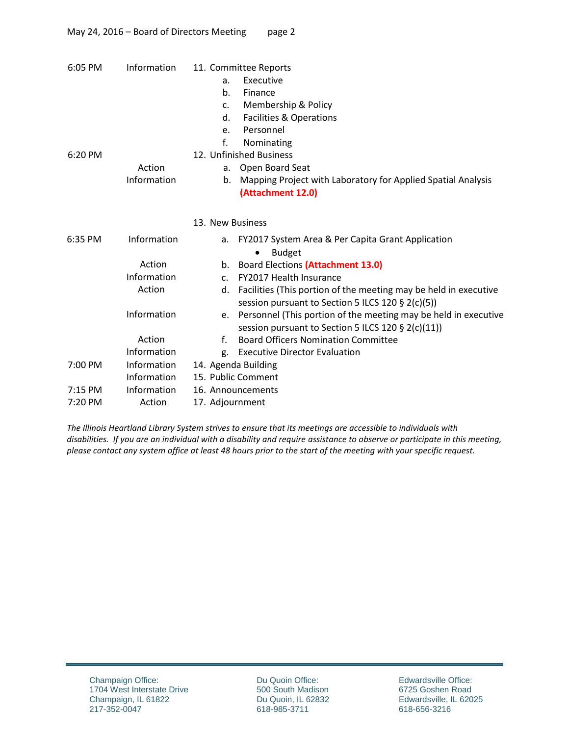| | | |
|---|---|---|
| 6:05 PM | Information | 11. Committee Reports<br>a. Executive<br>b. Finance<br>c. Membership & Policy<br>d. Facilities & Operations<br>e. Personnel<br>f. Nominating |
| 6:20 PM | | 12. Unfinished Business |
| | Action | a. Open Board Seat |
| | Information | b. Mapping Project with Laboratory for Applied Spatial Analysis **(Attachment 12.0)** |
| | | 13. New Business |
| 6:35 PM | Information | a. FY2017 System Area & Per Capita Grant Application<br>• Budget |
| | Action | b. Board Elections **(Attachment 13.0)** |
| | Information | c. FY2017 Health Insurance |
| | Action | d. Facilities (This portion of the meeting may be held in executive session pursuant to Section 5 ILCS 120 § 2(c)(5)) |
| | Information | e. Personnel (This portion of the meeting may be held in executive session pursuant to Section 5 ILCS 120 § 2(c)(11)) |
| | Action | f. Board Officers Nomination Committee |
| | Information | g. Executive Director Evaluation |
| 7:00 PM | Information | 14. Agenda Building |
| | Information | 15. Public Comment |
| 7:15 PM | Information | 16. Announcements |
| 7:20 PM | Action | 17. Adjournment |

*The Illinois Heartland Library System strives to ensure that its meetings are accessible to individuals with disabilities. If you are an individual with a disability and require assistance to observe or participate in this meeting, please contact any system office at least 48 hours prior to the start of the meeting with your specific request.*

Champaign Office:
1704 West Interstate Drive
Champaign, IL 61822
217-352-0047

Du Quoin Office:
500 South Madison
Du Quoin, IL 62832
618-985-3711

Edwardsville Office:
6725 Goshen Road
Edwardsville, IL 62025
618-656-3216